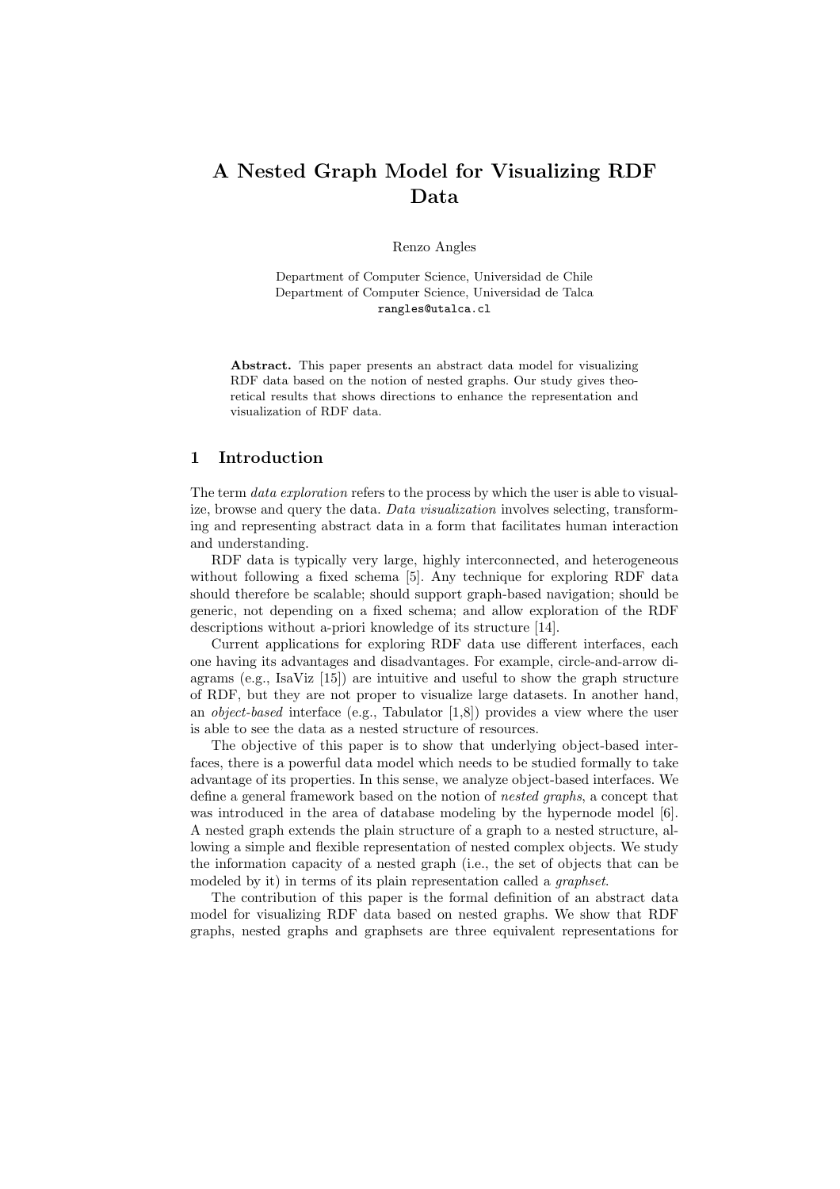# A Nested Graph Model for Visualizing RDF Data

Renzo Angles

Department of Computer Science, Universidad de Chile
Department of Computer Science, Universidad de Talca
rangles@utalca.cl

**Abstract.** This paper presents an abstract data model for visualizing RDF data based on the notion of nested graphs. Our study gives theoretical results that shows directions to enhance the representation and visualization of RDF data.

## 1 Introduction

The term *data exploration* refers to the process by which the user is able to visualize, browse and query the data. *Data visualization* involves selecting, transforming and representing abstract data in a form that facilitates human interaction and understanding.

RDF data is typically very large, highly interconnected, and heterogeneous without following a fixed schema [5]. Any technique for exploring RDF data should therefore be scalable; should support graph-based navigation; should be generic, not depending on a fixed schema; and allow exploration of the RDF descriptions without a-priori knowledge of its structure [14].

Current applications for exploring RDF data use different interfaces, each one having its advantages and disadvantages. For example, circle-and-arrow diagrams (e.g., IsaViz [15]) are intuitive and useful to show the graph structure of RDF, but they are not proper to visualize large datasets. In another hand, an *object-based* interface (e.g., Tabulator [1,8]) provides a view where the user is able to see the data as a nested structure of resources.

The objective of this paper is to show that underlying object-based interfaces, there is a powerful data model which needs to be studied formally to take advantage of its properties. In this sense, we analyze object-based interfaces. We define a general framework based on the notion of *nested graphs*, a concept that was introduced in the area of database modeling by the hypernode model [6]. A nested graph extends the plain structure of a graph to a nested structure, allowing a simple and flexible representation of nested complex objects. We study the information capacity of a nested graph (i.e., the set of objects that can be modeled by it) in terms of its plain representation called a *graphset*.

The contribution of this paper is the formal definition of an abstract data model for visualizing RDF data based on nested graphs. We show that RDF graphs, nested graphs and graphsets are three equivalent representations for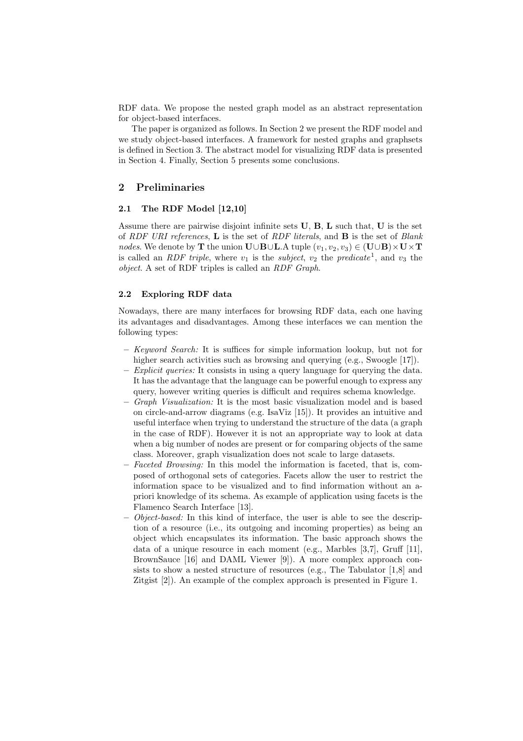RDF data. We propose the nested graph model as an abstract representation for object-based interfaces.

The paper is organized as follows. In Section 2 we present the RDF model and we study object-based interfaces. A framework for nested graphs and graphsets is defined in Section 3. The abstract model for visualizing RDF data is presented in Section 4. Finally, Section 5 presents some conclusions.

## 2 Preliminaries

### 2.1 The RDF Model [12,10]

Assume there are pairwise disjoint infinite sets **U**, **B**, **L** such that, **U** is the set of *RDF URI references*, **L** is the set of *RDF literals*, and **B** is the set of *Blank nodes*. We denote by **T** the union $\mathbf{U} \cup \mathbf{B} \cup \mathbf{L}$.A tuple $(v_1, v_2, v_3) \in (\mathbf{U} \cup \mathbf{B}) \times \mathbf{U} \times \mathbf{T}$ is called an *RDF triple*, where $v_1$ is the *subject*, $v_2$ the *predicate*[1], and $v_3$ the *object*. A set of RDF triples is called an *RDF Graph*.

### 2.2 Exploring RDF data

Nowadays, there are many interfaces for browsing RDF data, each one having its advantages and disadvantages. Among these interfaces we can mention the following types:

- *Keyword Search:* It is suffices for simple information lookup, but not for higher search activities such as browsing and querying (e.g., Swoogle [17]).
- *Explicit queries:* It consists in using a query language for querying the data. It has the advantage that the language can be powerful enough to express any query, however writing queries is difficult and requires schema knowledge.
- *Graph Visualization:* It is the most basic visualization model and is based on circle-and-arrow diagrams (e.g. IsaViz [15]). It provides an intuitive and useful interface when trying to understand the structure of the data (a graph in the case of RDF). However it is not an appropriate way to look at data when a big number of nodes are present or for comparing objects of the same class. Moreover, graph visualization does not scale to large datasets.
- *Faceted Browsing:* In this model the information is faceted, that is, composed of orthogonal sets of categories. Facets allow the user to restrict the information space to be visualized and to find information without an a-priori knowledge of its schema. As example of application using facets is the Flamenco Search Interface [13].
- *Object-based:* In this kind of interface, the user is able to see the description of a resource (i.e., its outgoing and incoming properties) as being an object which encapsulates its information. The basic approach shows the data of a unique resource in each moment (e.g., Marbles [3,7], Gruff [11], BrownSauce [16] and DAML Viewer [9]). A more complex approach consists to show a nested structure of resources (e.g., The Tabulator [1,8] and Zitgist [2]). An example of the complex approach is presented in Figure 1.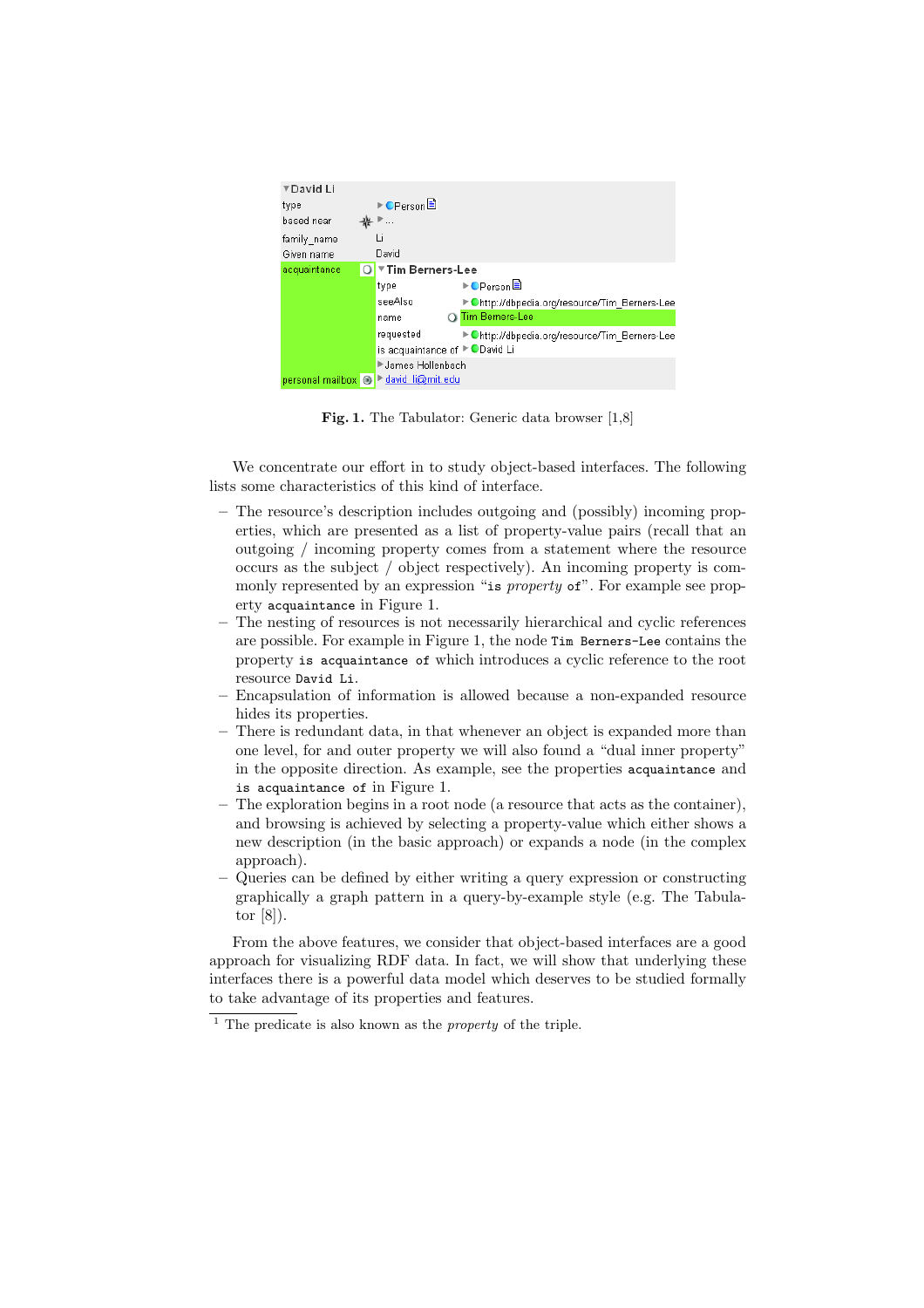**Fig. 1.** The Tabulator: Generic data browser [1,8]

We concentrate our effort in to study object-based interfaces. The following lists some characteristics of this kind of interface.

- The resource's description includes outgoing and (possibly) incoming properties, which are presented as a list of property-value pairs (recall that an outgoing / incoming property comes from a statement where the resource occurs as the subject / object respectively). An incoming property is commonly represented by an expression "`is` *property* `of`". For example see property `acquaintance` in Figure 1.
- The nesting of resources is not necessarily hierarchical and cyclic references are possible. For example in Figure 1, the node `Tim Berners-Lee` contains the property `is acquaintance of` which introduces a cyclic reference to the root resource `David Li`.
- Encapsulation of information is allowed because a non-expanded resource hides its properties.
- There is redundant data, in that whenever an object is expanded more than one level, for and outer property we will also found a "dual inner property" in the opposite direction. As example, see the properties `acquaintance` and `is acquaintance of` in Figure 1.
- The exploration begins in a root node (a resource that acts as the container), and browsing is achieved by selecting a property-value which either shows a new description (in the basic approach) or expands a node (in the complex approach).
- Queries can be defined by either writing a query expression or constructing graphically a graph pattern in a query-by-example style (e.g. The Tabulator [8]).

From the above features, we consider that object-based interfaces are a good approach for visualizing RDF data. In fact, we will show that underlying these interfaces there is a powerful data model which deserves to be studied formally to take advantage of its properties and features.

[1] The predicate is also known as the *property* of the triple.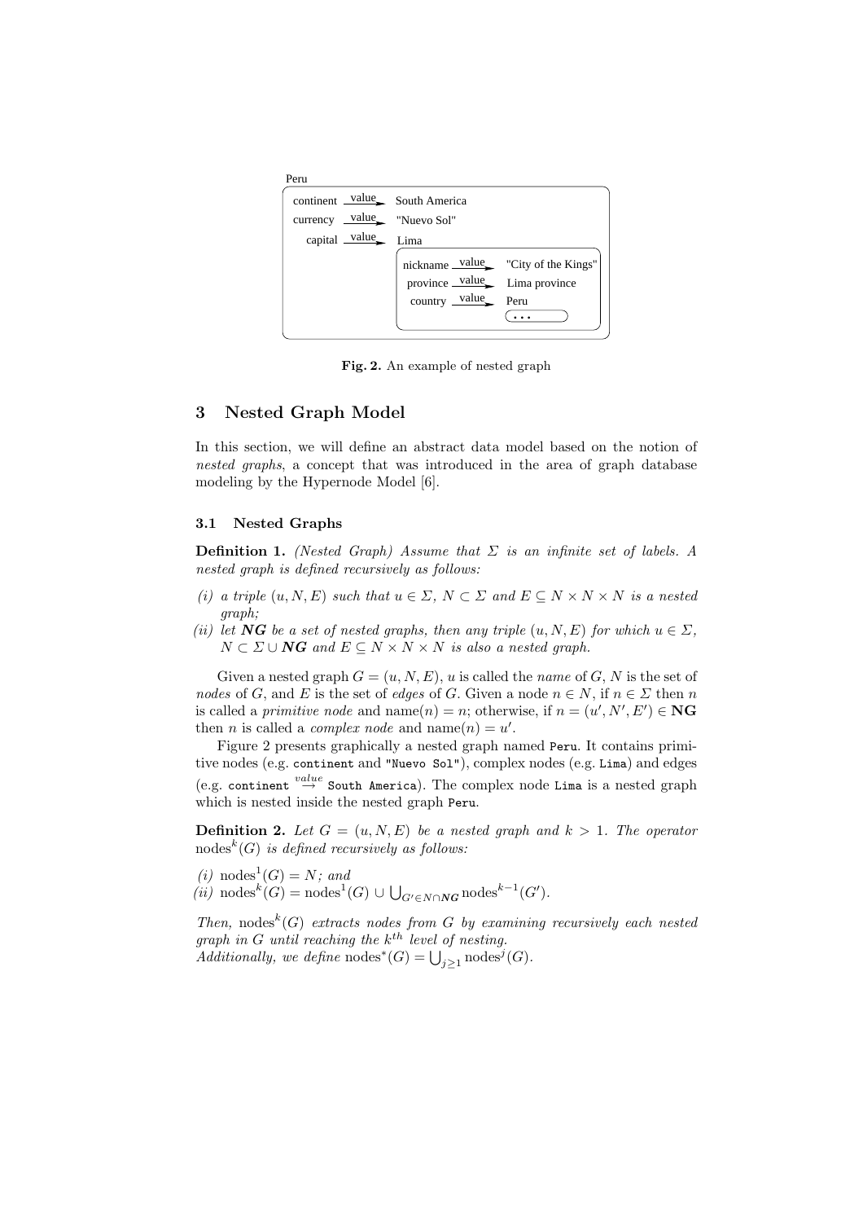Peru

| | | |
|---|---|---|
| continent | $\xrightarrow{\text{value}}$ | South America |
| currency | $\xrightarrow{\text{value}}$ | "Nuevo Sol" |
| capital | $\xrightarrow{\text{value}}$ | Lima |

Lima:

| | | |
|---|---|---|
| nickname | $\xrightarrow{\text{value}}$ | "City of the Kings" |
| province | $\xrightarrow{\text{value}}$ | Lima province |
| country | $\xrightarrow{\text{value}}$ | Peru ... |

**Fig. 2.** An example of nested graph

## 3 Nested Graph Model

In this section, we will define an abstract data model based on the notion of *nested graphs*, a concept that was introduced in the area of graph database modeling by the Hypernode Model [6].

### 3.1 Nested Graphs

**Definition 1.** *(Nested Graph) Assume that $\Sigma$ is an infinite set of labels. A nested graph is defined recursively as follows:*

*(i) a triple $(u, N, E)$ such that $u \in \Sigma$, $N \subset \Sigma$ and $E \subseteq N \times N \times N$ is a nested graph;*
*(ii) let $\boldsymbol{NG}$ be a set of nested graphs, then any triple $(u, N, E)$ for which $u \in \Sigma$, $N \subset \Sigma \cup \boldsymbol{NG}$ and $E \subseteq N \times N \times N$ is also a nested graph.*

Given a nested graph $G = (u, N, E)$, $u$ is called the *name* of $G$, $N$ is the set of *nodes* of $G$, and $E$ is the set of *edges* of $G$. Given a node $n \in N$, if $n \in \Sigma$ then $n$ is called a *primitive node* and $\text{name}(n) = n$; otherwise, if $n = (u', N', E') \in \mathbf{NG}$ then $n$ is called a *complex node* and $\text{name}(n) = u'$.

Figure 2 presents graphically a nested graph named `Peru`. It contains primitive nodes (e.g. `continent` and `"Nuevo Sol"`), complex nodes (e.g. `Lima`) and edges (e.g. `continent` $\overset{value}{\rightarrow}$ `South America`). The complex node `Lima` is a nested graph which is nested inside the nested graph `Peru`.

**Definition 2.** *Let $G = (u, N, E)$ be a nested graph and $k > 1$. The operator $\text{nodes}^k(G)$ is defined recursively as follows:*

*(i)* $\text{nodes}^1(G) = N$*; and*
*(ii)* $\text{nodes}^k(G) = \text{nodes}^1(G) \cup \bigcup_{G' \in N \cap \boldsymbol{NG}} \text{nodes}^{k-1}(G')$.

*Then,* $\text{nodes}^k(G)$ *extracts nodes from $G$ by examining recursively each nested graph in $G$ until reaching the $k^{th}$ level of nesting.*
*Additionally, we define* $\text{nodes}^*(G) = \bigcup_{j \geq 1} \text{nodes}^j(G)$.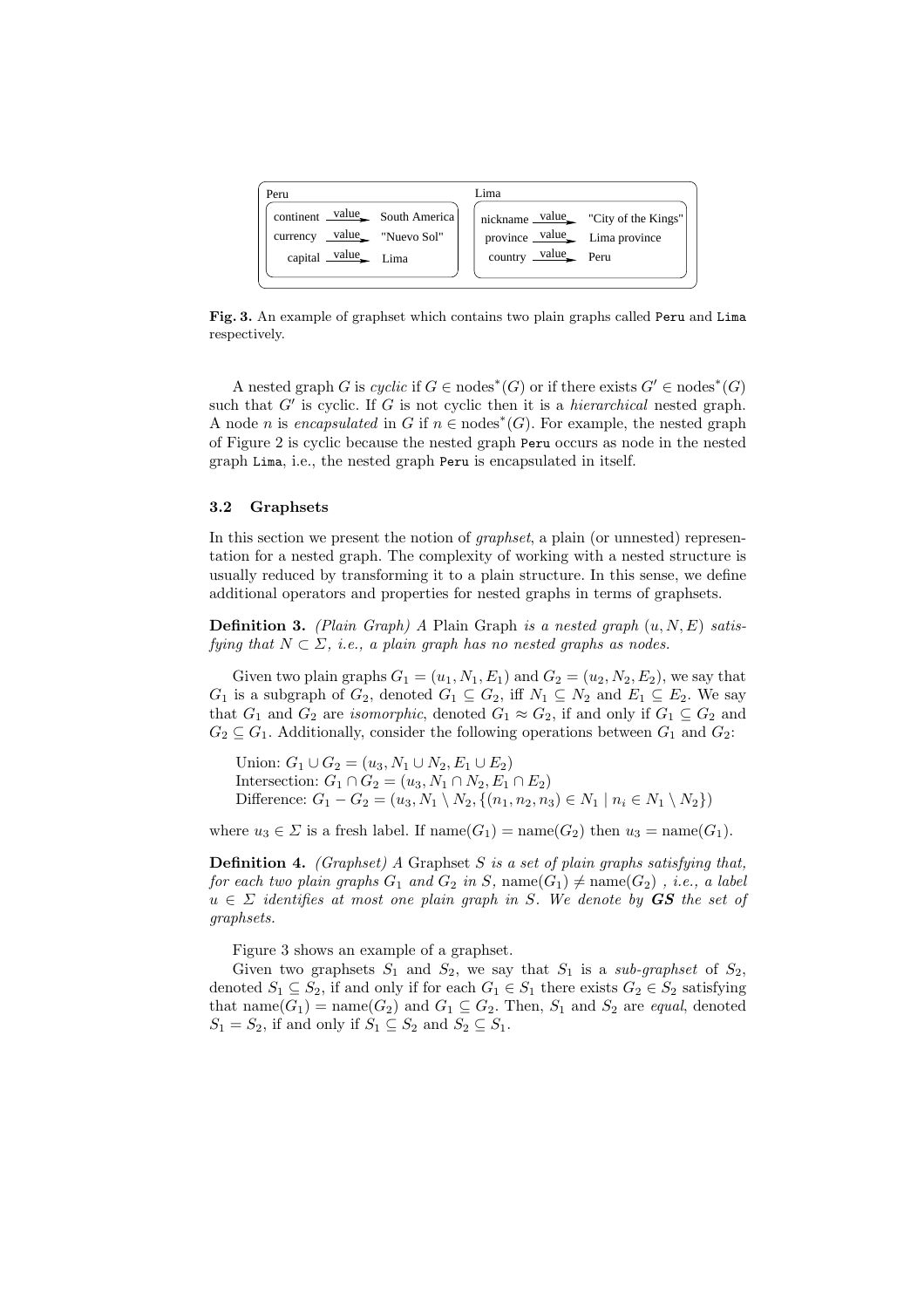Peru

| | | |
|---|---|---|
| continent | value | South America |
| currency | value | "Nuevo Sol" |
| capital | value | Lima |

Lima

| | | |
|---|---|---|
| nickname | value | "City of the Kings" |
| province | value | Lima province |
| country | value | Peru |

**Fig. 3.** An example of graphset which contains two plain graphs called `Peru` and `Lima` respectively.

A nested graph $G$ is *cyclic* if $G \in \text{nodes}^*(G)$ or if there exists $G' \in \text{nodes}^*(G)$ such that $G'$ is cyclic. If $G$ is not cyclic then it is a *hierarchical* nested graph. A node $n$ is *encapsulated* in $G$ if $n \in \text{nodes}^*(G)$. For example, the nested graph of Figure 2 is cyclic because the nested graph `Peru` occurs as node in the nested graph `Lima`, i.e., the nested graph `Peru` is encapsulated in itself.

### 3.2 Graphsets

In this section we present the notion of *graphset*, a plain (or unnested) representation for a nested graph. The complexity of working with a nested structure is usually reduced by transforming it to a plain structure. In this sense, we define additional operators and properties for nested graphs in terms of graphsets.

**Definition 3.** *(Plain Graph) A* Plain Graph *is a nested graph $(u, N, E)$ satisfying that $N \subset \Sigma$, i.e., a plain graph has no nested graphs as nodes.*

Given two plain graphs $G_1 = (u_1, N_1, E_1)$ and $G_2 = (u_2, N_2, E_2)$, we say that $G_1$ is a subgraph of $G_2$, denoted $G_1 \subseteq G_2$, iff $N_1 \subseteq N_2$ and $E_1 \subseteq E_2$. We say that $G_1$ and $G_2$ are *isomorphic*, denoted $G_1 \approx G_2$, if and only if $G_1 \subseteq G_2$ and $G_2 \subseteq G_1$. Additionally, consider the following operations between $G_1$ and $G_2$:

Union: $G_1 \cup G_2 = (u_3, N_1 \cup N_2, E_1 \cup E_2)$
Intersection: $G_1 \cap G_2 = (u_3, N_1 \cap N_2, E_1 \cap E_2)$
Difference: $G_1 - G_2 = (u_3, N_1 \setminus N_2, \{(n_1, n_2, n_3) \in N_1 \mid n_i \in N_1 \setminus N_2\})$

where $u_3 \in \Sigma$ is a fresh label. If $\text{name}(G_1) = \text{name}(G_2)$ then $u_3 = \text{name}(G_1)$.

**Definition 4.** *(Graphset) A* Graphset *$S$ is a set of plain graphs satisfying that, for each two plain graphs $G_1$ and $G_2$ in $S$, $\text{name}(G_1) \neq \text{name}(G_2)$ , i.e., a label $u \in \Sigma$ identifies at most one plain graph in $S$. We denote by **GS** the set of graphsets.*

Figure 3 shows an example of a graphset.

Given two graphsets $S_1$ and $S_2$, we say that $S_1$ is a *sub-graphset* of $S_2$, denoted $S_1 \subseteq S_2$, if and only if for each $G_1 \in S_1$ there exists $G_2 \in S_2$ satisfying that $\text{name}(G_1) = \text{name}(G_2)$ and $G_1 \subseteq G_2$. Then, $S_1$ and $S_2$ are *equal*, denoted $S_1 = S_2$, if and only if $S_1 \subseteq S_2$ and $S_2 \subseteq S_1$.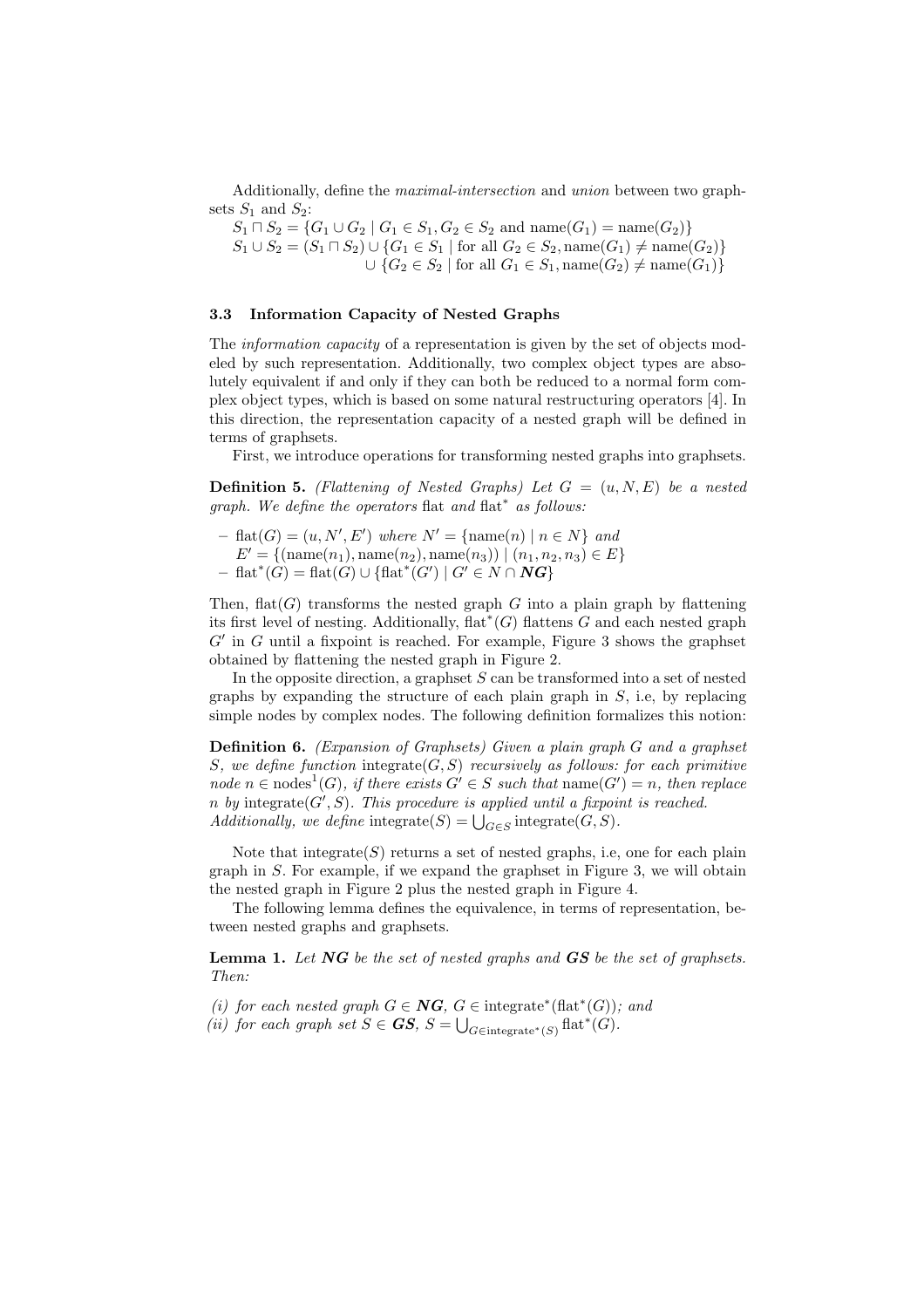Additionally, define the *maximal-intersection* and *union* between two graphsets $S_1$ and $S_2$:

$S_1 \sqcap S_2 = \{G_1 \cup G_2 \mid G_1 \in S_1, G_2 \in S_2 \text{ and } \text{name}(G_1) = \text{name}(G_2)\}$

$S_1 \cup S_2 = (S_1 \sqcap S_2) \cup \{G_1 \in S_1 \mid \text{for all } G_2 \in S_2, \text{name}(G_1) \neq \text{name}(G_2)\}$
$\cup \{G_2 \in S_2 \mid \text{for all } G_1 \in S_1, \text{name}(G_2) \neq \text{name}(G_1)\}$

### 3.3 Information Capacity of Nested Graphs

The *information capacity* of a representation is given by the set of objects modeled by such representation. Additionally, two complex object types are absolutely equivalent if and only if they can both be reduced to a normal form complex object types, which is based on some natural restructuring operators [4]. In this direction, the representation capacity of a nested graph will be defined in terms of graphsets.

First, we introduce operations for transforming nested graphs into graphsets.

**Definition 5.** *(Flattening of Nested Graphs) Let $G = (u, N, E)$ be a nested graph. We define the operators* flat *and* $\text{flat}^*$ *as follows:*

- $\text{flat}(G) = (u, N', E')$ *where* $N' = \{\text{name}(n) \mid n \in N\}$ *and* $E' = \{(\text{name}(n_1), \text{name}(n_2), \text{name}(n_3)) \mid (n_1, n_2, n_3) \in E\}$
- $\text{flat}^*(G) = \text{flat}(G) \cup \{\text{flat}^*(G') \mid G' \in N \cap \boldsymbol{NG}\}$

Then, $\text{flat}(G)$ transforms the nested graph $G$ into a plain graph by flattening its first level of nesting. Additionally, $\text{flat}^*(G)$ flattens $G$ and each nested graph $G'$ in $G$ until a fixpoint is reached. For example, Figure 3 shows the graphset obtained by flattening the nested graph in Figure 2.

In the opposite direction, a graphset $S$ can be transformed into a set of nested graphs by expanding the structure of each plain graph in $S$, i.e, by replacing simple nodes by complex nodes. The following definition formalizes this notion:

**Definition 6.** *(Expansion of Graphsets) Given a plain graph $G$ and a graphset $S$, we define function $\text{integrate}(G, S)$ recursively as follows: for each primitive node $n \in \text{nodes}^1(G)$, if there exists $G' \in S$ such that $\text{name}(G') = n$, then replace $n$ by $\text{integrate}(G', S)$. This procedure is applied until a fixpoint is reached. Additionally, we define $\text{integrate}(S) = \bigcup_{G \in S} \text{integrate}(G, S)$.*

Note that $\text{integrate}(S)$ returns a set of nested graphs, i.e, one for each plain graph in $S$. For example, if we expand the graphset in Figure 3, we will obtain the nested graph in Figure 2 plus the nested graph in Figure 4.

The following lemma defines the equivalence, in terms of representation, between nested graphs and graphsets.

**Lemma 1.** *Let $\boldsymbol{NG}$ be the set of nested graphs and $\boldsymbol{GS}$ be the set of graphsets. Then:*

*(i) for each nested graph $G \in \boldsymbol{NG}$, $G \in \text{integrate}^*(\text{flat}^*(G))$; and*
*(ii) for each graph set $S \in \boldsymbol{GS}$, $S = \bigcup_{G \in \text{integrate}^*(S)} \text{flat}^*(G)$.*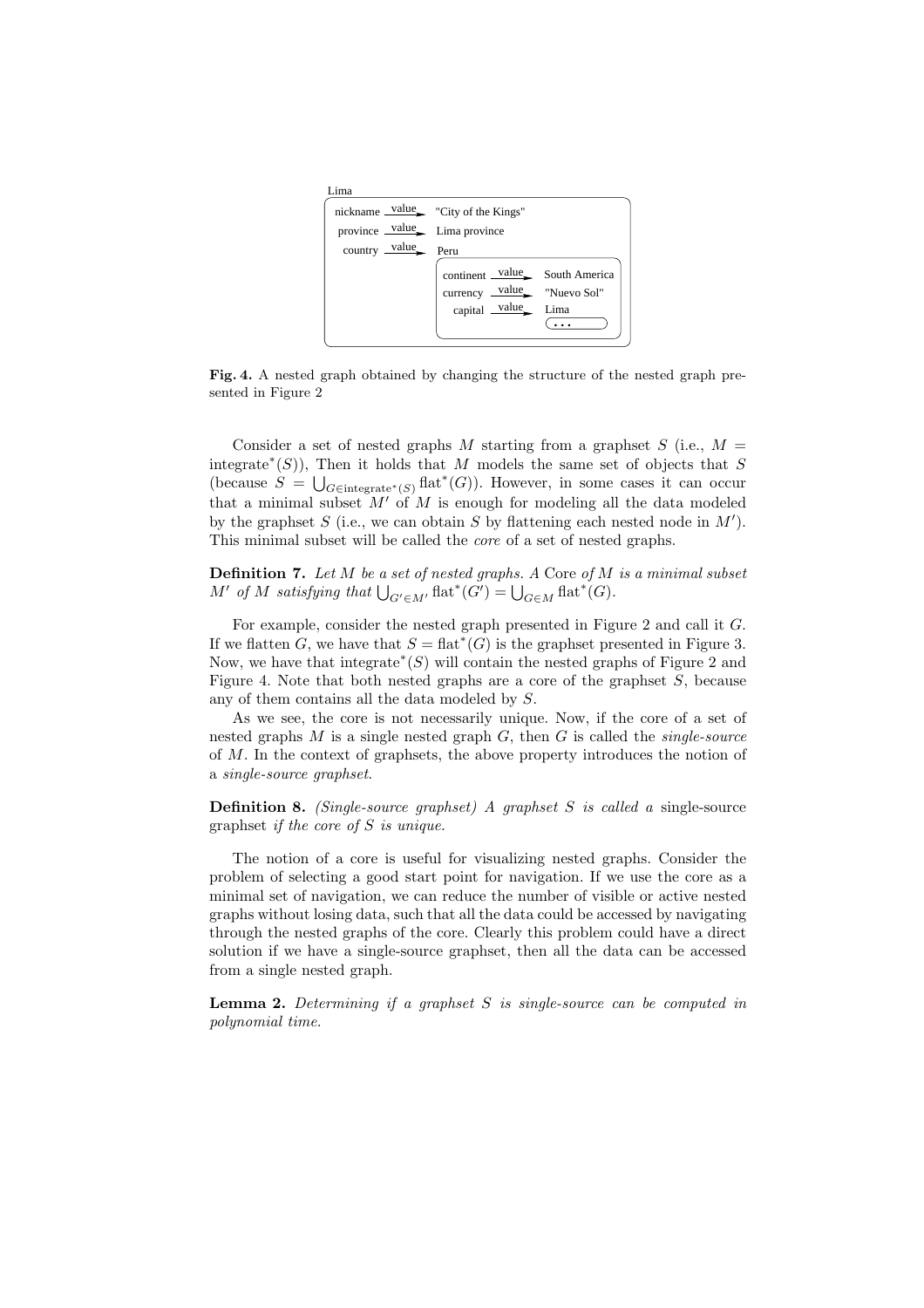Lima

| | | |
|---|---|---|
| nickname | value → | "City of the Kings" |
| province | value → | Lima province |
| country | value → | Peru |

| | | |
|---|---|---|
| continent | value → | South America |
| currency | value → | "Nuevo Sol" |
| capital | value → | Lima |
| | | ... |

**Fig. 4.** A nested graph obtained by changing the structure of the nested graph presented in Figure 2

Consider a set of nested graphs $M$ starting from a graphset $S$ (i.e., $M = \text{integrate}^*(S)$), Then it holds that $M$ models the same set of objects that $S$ (because $S = \bigcup_{G \in \text{integrate}^*(S)} \text{flat}^*(G)$). However, in some cases it can occur that a minimal subset $M'$ of $M$ is enough for modeling all the data modeled by the graphset $S$ (i.e., we can obtain $S$ by flattening each nested node in $M'$). This minimal subset will be called the *core* of a set of nested graphs.

**Definition 7.** *Let $M$ be a set of nested graphs. A* Core *of $M$ is a minimal subset $M'$ of $M$ satisfying that $\bigcup_{G' \in M'} \text{flat}^*(G') = \bigcup_{G \in M} \text{flat}^*(G)$.*

For example, consider the nested graph presented in Figure 2 and call it $G$. If we flatten $G$, we have that $S = \text{flat}^*(G)$ is the graphset presented in Figure 3. Now, we have that $\text{integrate}^*(S)$ will contain the nested graphs of Figure 2 and Figure 4. Note that both nested graphs are a core of the graphset $S$, because any of them contains all the data modeled by $S$.

As we see, the core is not necessarily unique. Now, if the core of a set of nested graphs $M$ is a single nested graph $G$, then $G$ is called the *single-source* of $M$. In the context of graphsets, the above property introduces the notion of a *single-source graphset*.

**Definition 8.** *(Single-source graphset) A graphset $S$ is called a* single-source graphset *if the core of $S$ is unique.*

The notion of a core is useful for visualizing nested graphs. Consider the problem of selecting a good start point for navigation. If we use the core as a minimal set of navigation, we can reduce the number of visible or active nested graphs without losing data, such that all the data could be accessed by navigating through the nested graphs of the core. Clearly this problem could have a direct solution if we have a single-source graphset, then all the data can be accessed from a single nested graph.

**Lemma 2.** *Determining if a graphset $S$ is single-source can be computed in polynomial time.*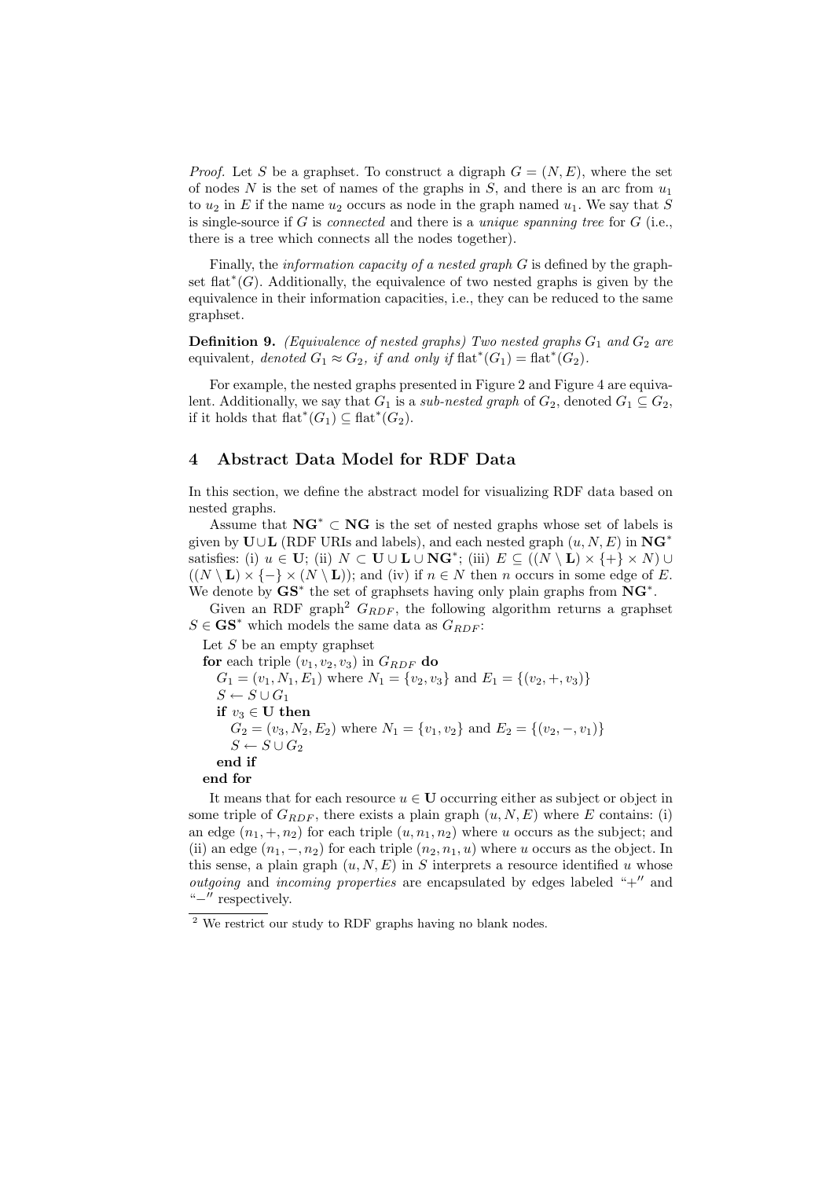*Proof.* Let $S$ be a graphset. To construct a digraph $G = (N, E)$, where the set of nodes $N$ is the set of names of the graphs in $S$, and there is an arc from $u_1$ to $u_2$ in $E$ if the name $u_2$ occurs as node in the graph named $u_1$. We say that $S$ is single-source if $G$ is *connected* and there is a *unique spanning tree* for $G$ (i.e., there is a tree which connects all the nodes together).

Finally, the *information capacity of a nested graph $G$* is defined by the graphset $\text{flat}^*(G)$. Additionally, the equivalence of two nested graphs is given by the equivalence in their information capacities, i.e., they can be reduced to the same graphset.

**Definition 9.** *(Equivalence of nested graphs) Two nested graphs $G_1$ and $G_2$ are* equivalent*, denoted $G_1 \approx G_2$, if and only if $\text{flat}^*(G_1) = \text{flat}^*(G_2)$.*

For example, the nested graphs presented in Figure 2 and Figure 4 are equivalent. Additionally, we say that $G_1$ is a *sub-nested graph* of $G_2$, denoted $G_1 \subseteq G_2$, if it holds that $\text{flat}^*(G_1) \subseteq \text{flat}^*(G_2)$.

## 4 Abstract Data Model for RDF Data

In this section, we define the abstract model for visualizing RDF data based on nested graphs.

Assume that $\mathbf{NG}^* \subset \mathbf{NG}$ is the set of nested graphs whose set of labels is given by $\mathbf{U} \cup \mathbf{L}$ (RDF URIs and labels), and each nested graph $(u, N, E)$ in $\mathbf{NG}^*$ satisfies: (i) $u \in \mathbf{U}$; (ii) $N \subset \mathbf{U} \cup \mathbf{L} \cup \mathbf{NG}^*$; (iii) $E \subseteq ((N \setminus \mathbf{L}) \times \{+\} \times N) \cup ((N \setminus \mathbf{L}) \times \{-\} \times (N \setminus \mathbf{L}))$; and (iv) if $n \in N$ then $n$ occurs in some edge of $E$. We denote by $\mathbf{GS}^*$ the set of graphsets having only plain graphs from $\mathbf{NG}^*$.

Given an RDF graph[2] $G_{RDF}$, the following algorithm returns a graphset $S \in \mathbf{GS}^*$ which models the same data as $G_{RDF}$:

Let $S$ be an empty graphset
**for** each triple $(v_1, v_2, v_3)$ in $G_{RDF}$ **do**
  $G_1 = (v_1, N_1, E_1)$ where $N_1 = \{v_2, v_3\}$ and $E_1 = \{(v_2, +, v_3)\}$
  $S \leftarrow S \cup G_1$
  **if** $v_3 \in \mathbf{U}$ **then**
    $G_2 = (v_3, N_2, E_2)$ where $N_1 = \{v_1, v_2\}$ and $E_2 = \{(v_2, -, v_1)\}$
    $S \leftarrow S \cup G_2$
  **end if**
**end for**

It means that for each resource $u \in \mathbf{U}$ occurring either as subject or object in some triple of $G_{RDF}$, there exists a plain graph $(u, N, E)$ where $E$ contains: (i) an edge $(n_1, +, n_2)$ for each triple $(u, n_1, n_2)$ where $u$ occurs as the subject; and (ii) an edge $(n_1, -, n_2)$ for each triple $(n_2, n_1, u)$ where $u$ occurs as the object. In this sense, a plain graph $(u, N, E)$ in $S$ interprets a resource identified $u$ whose *outgoing* and *incoming properties* are encapsulated by edges labeled "+" and "−" respectively.

[2] We restrict our study to RDF graphs having no blank nodes.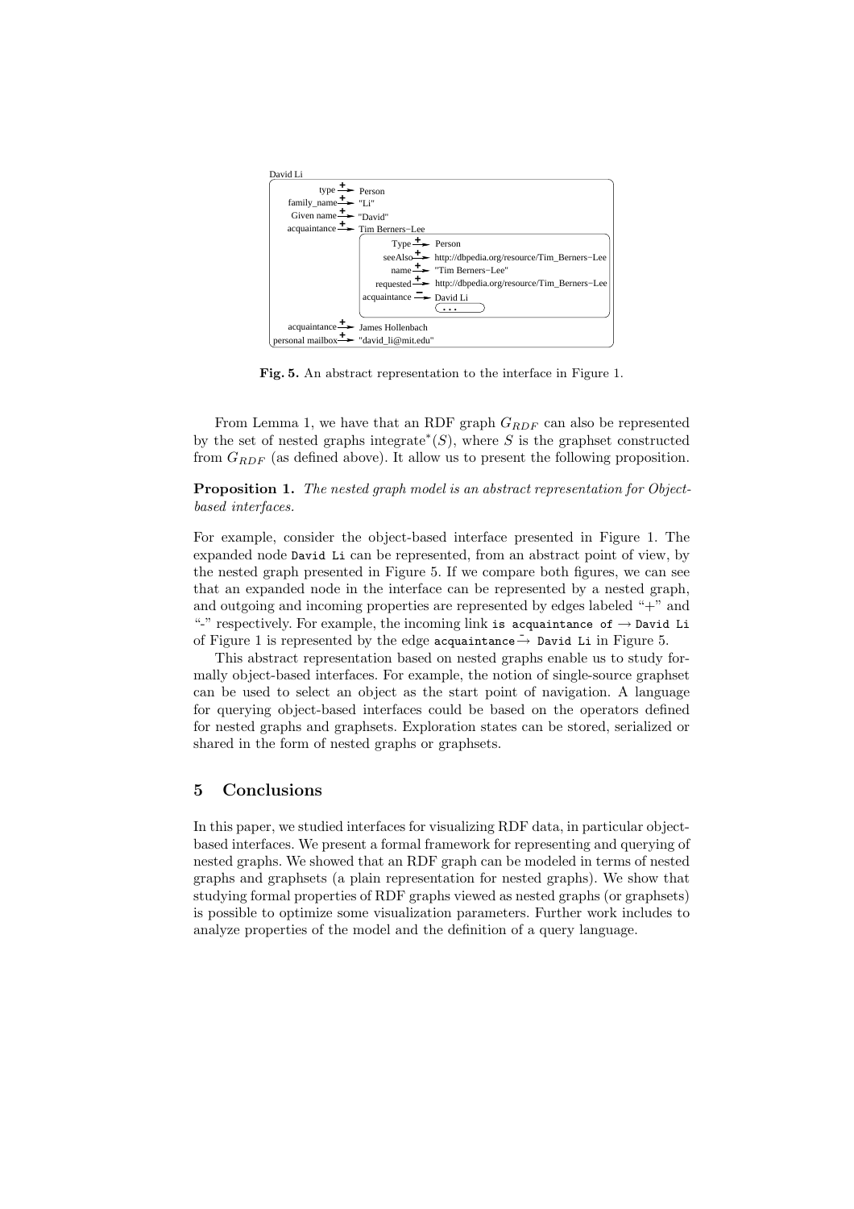**Fig. 5.** An abstract representation to the interface in Figure 1.

From Lemma 1, we have that an RDF graph $G_{RDF}$ can also be represented by the set of nested graphs integrate$^*(S)$, where $S$ is the graphset constructed from $G_{RDF}$ (as defined above). It allow us to present the following proposition.

**Proposition 1.** *The nested graph model is an abstract representation for Object-based interfaces.*

For example, consider the object-based interface presented in Figure 1. The expanded node `David Li` can be represented, from an abstract point of view, by the nested graph presented in Figure 5. If we compare both figures, we can see that an expanded node in the interface can be represented by a nested graph, and outgoing and incoming properties are represented by edges labeled "+" and "-" respectively. For example, the incoming link `is acquaintance of` $\rightarrow$ `David Li` of Figure 1 is represented by the edge `acquaintance` $\xrightarrow{-}$ `David Li` in Figure 5.

This abstract representation based on nested graphs enable us to study formally object-based interfaces. For example, the notion of single-source graphset can be used to select an object as the start point of navigation. A language for querying object-based interfaces could be based on the operators defined for nested graphs and graphsets. Exploration states can be stored, serialized or shared in the form of nested graphs or graphsets.

## 5 Conclusions

In this paper, we studied interfaces for visualizing RDF data, in particular object-based interfaces. We present a formal framework for representing and querying of nested graphs. We showed that an RDF graph can be modeled in terms of nested graphs and graphsets (a plain representation for nested graphs). We show that studying formal properties of RDF graphs viewed as nested graphs (or graphsets) is possible to optimize some visualization parameters. Further work includes to analyze properties of the model and the definition of a query language.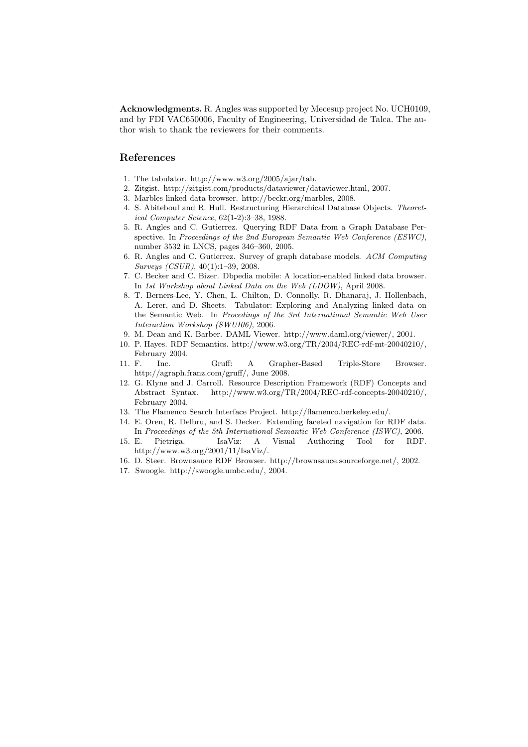**Acknowledgments.** R. Angles was supported by Mecesup project No. UCH0109, and by FDI VAC650006, Faculty of Engineering, Universidad de Talca. The author wish to thank the reviewers for their comments.

## References

1. The tabulator. http://www.w3.org/2005/ajar/tab.
2. Zitgist. http://zitgist.com/products/dataviewer/dataviewer.html, 2007.
3. Marbles linked data browser. http://beckr.org/marbles, 2008.
4. S. Abiteboul and R. Hull. Restructuring Hierarchical Database Objects. *Theoretical Computer Science*, 62(1-2):3–38, 1988.
5. R. Angles and C. Gutierrez. Querying RDF Data from a Graph Database Perspective. In *Proceedings of the 2nd European Semantic Web Conference (ESWC)*, number 3532 in LNCS, pages 346–360, 2005.
6. R. Angles and C. Gutierrez. Survey of graph database models. *ACM Computing Surveys (CSUR)*, 40(1):1–39, 2008.
7. C. Becker and C. Bizer. Dbpedia mobile: A location-enabled linked data browser. In *1st Workshop about Linked Data on the Web (LDOW)*, April 2008.
8. T. Berners-Lee, Y. Chen, L. Chilton, D. Connolly, R. Dhanaraj, J. Hollenbach, A. Lerer, and D. Sheets. Tabulator: Exploring and Analyzing linked data on the Semantic Web. In *Procedings of the 3rd International Semantic Web User Interaction Workshop (SWUI06)*, 2006.
9. M. Dean and K. Barber. DAML Viewer. http://www.daml.org/viewer/, 2001.
10. P. Hayes. RDF Semantics. http://www.w3.org/TR/2004/REC-rdf-mt-20040210/, February 2004.
11. F. Inc. Gruff: A Grapher-Based Triple-Store Browser. http://agraph.franz.com/gruff/, June 2008.
12. G. Klyne and J. Carroll. Resource Description Framework (RDF) Concepts and Abstract Syntax. http://www.w3.org/TR/2004/REC-rdf-concepts-20040210/, February 2004.
13. The Flamenco Search Interface Project. http://flamenco.berkeley.edu/.
14. E. Oren, R. Delbru, and S. Decker. Extending faceted navigation for RDF data. In *Proceedings of the 5th International Semantic Web Conference (ISWC)*, 2006.
15. E. Pietriga. IsaViz: A Visual Authoring Tool for RDF. http://www.w3.org/2001/11/IsaViz/.
16. D. Steer. Brownsauce RDF Browser. http://brownsauce.sourceforge.net/, 2002.
17. Swoogle. http://swoogle.umbc.edu/, 2004.